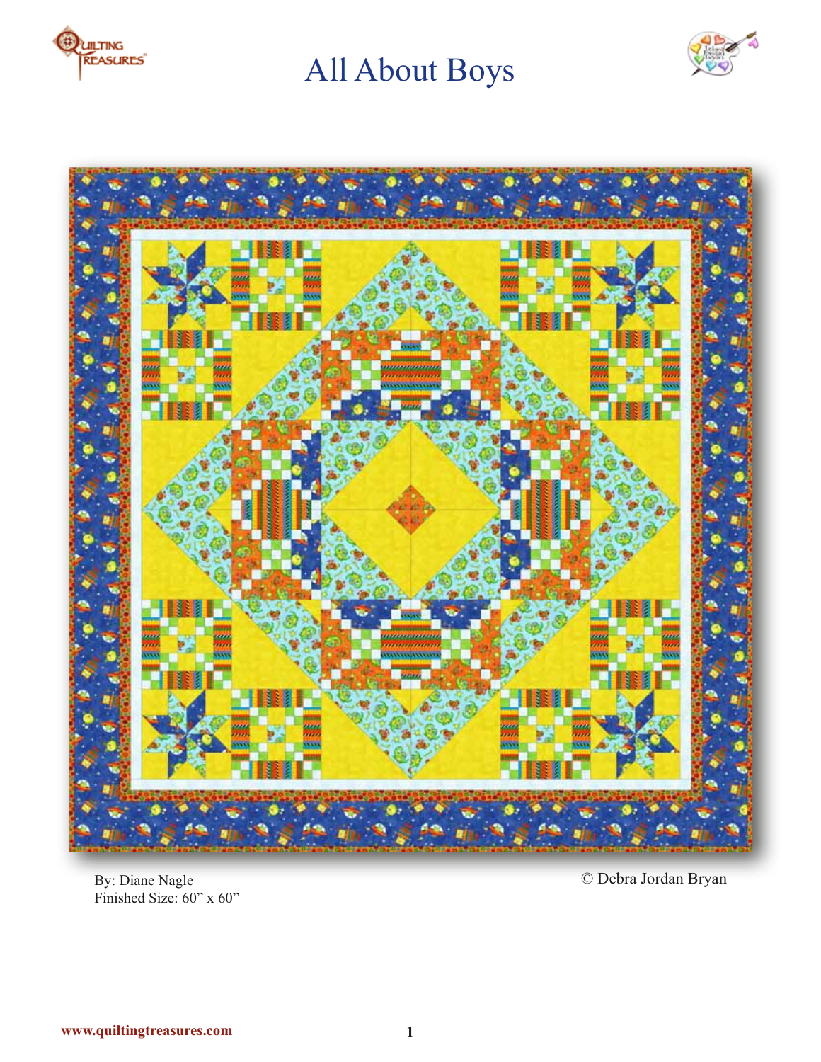# All About Boys

By: Diane Nagle
Finished Size: 60" x 60"

© Debra Jordan Bryan

www.quiltingtreasures.com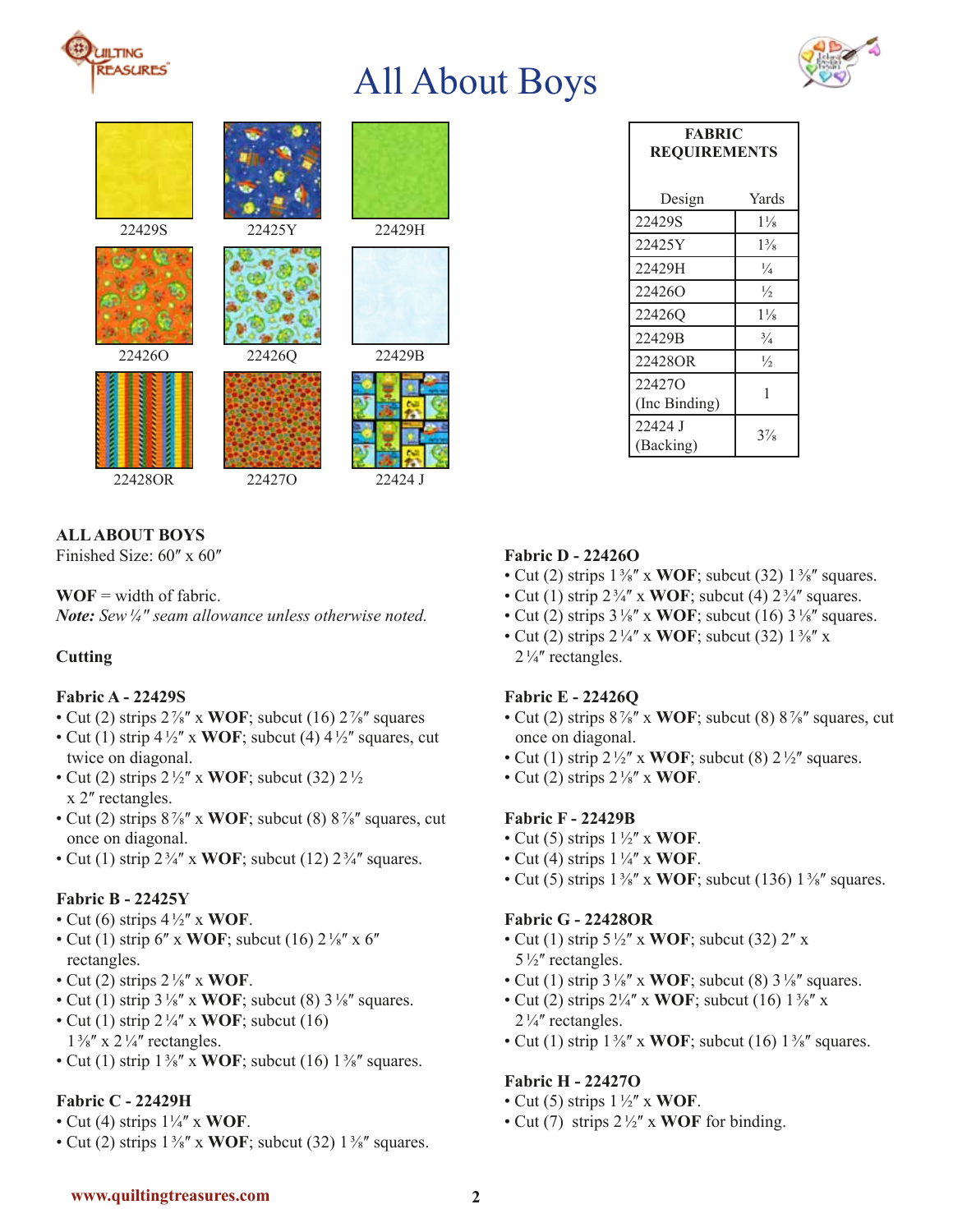# All About Boys

22429S | 22425Y | 22429H
22426O | 22426Q | 22429B
22428OR | 22427O | 22424 J

| FABRIC REQUIREMENTS | |
|---|---|
| Design | Yards |
| 22429S | 1⅛ |
| 22425Y | 1⅜ |
| 22429H | ¼ |
| 22426O | ½ |
| 22426Q | 1⅛ |
| 22429B | ¾ |
| 22428OR | ½ |
| 22427O (Inc Binding) | 1 |
| 22424 J (Backing) | 3⅞ |

**ALL ABOUT BOYS**
Finished Size: 60″ x 60″

**WOF** = width of fabric.
***Note:*** *Sew ¼″ seam allowance unless otherwise noted.*

### Cutting

**Fabric A - 22429S**
- Cut (2) strips 2⅞″ x **WOF**; subcut (16) 2⅞″ squares
- Cut (1) strip 4½″ x **WOF**; subcut (4) 4½″ squares, cut twice on diagonal.
- Cut (2) strips 2½″ x **WOF**; subcut (32) 2½ x 2″ rectangles.
- Cut (2) strips 8⅞″ x **WOF**; subcut (8) 8⅞″ squares, cut once on diagonal.
- Cut (1) strip 2¾″ x **WOF**; subcut (12) 2¾″ squares.

**Fabric B - 22425Y**
- Cut (6) strips 4½″ x **WOF**.
- Cut (1) strip 6″ x **WOF**; subcut (16) 2⅛″ x 6″ rectangles.
- Cut (2) strips 2⅛″ x **WOF**.
- Cut (1) strip 3⅛″ x **WOF**; subcut (8) 3⅛″ squares.
- Cut (1) strip 2¼″ x **WOF**; subcut (16) 1⅜″ x 2¼″ rectangles.
- Cut (1) strip 1⅜″ x **WOF**; subcut (16) 1⅜″ squares.

**Fabric C - 22429H**
- Cut (4) strips 1¼″ x **WOF**.
- Cut (2) strips 1⅜″ x **WOF**; subcut (32) 1⅜″ squares.

**Fabric D - 22426O**
- Cut (2) strips 1⅜″ x **WOF**; subcut (32) 1⅜″ squares.
- Cut (1) strip 2¾″ x **WOF**; subcut (4) 2¾″ squares.
- Cut (2) strips 3⅛″ x **WOF**; subcut (16) 3⅛″ squares.
- Cut (2) strips 2¼″ x **WOF**; subcut (32) 1⅜″ x 2¼″ rectangles.

**Fabric E - 22426Q**
- Cut (2) strips 8⅞″ x **WOF**; subcut (8) 8⅞″ squares, cut once on diagonal.
- Cut (1) strip 2½″ x **WOF**; subcut (8) 2½″ squares.
- Cut (2) strips 2⅛″ x **WOF**.

**Fabric F - 22429B**
- Cut (5) strips 1½″ x **WOF**.
- Cut (4) strips 1¼″ x **WOF**.
- Cut (5) strips 1⅜″ x **WOF**; subcut (136) 1⅜″ squares.

**Fabric G - 22428OR**
- Cut (1) strip 5½″ x **WOF**; subcut (32) 2″ x 5½″ rectangles.
- Cut (1) strip 3⅛″ x **WOF**; subcut (8) 3⅛″ squares.
- Cut (2) strips 2¼″ x **WOF**; subcut (16) 1⅜″ x 2¼″ rectangles.
- Cut (1) strip 1⅜″ x **WOF**; subcut (16) 1⅜″ squares.

**Fabric H - 22427O**
- Cut (5) strips 1½″ x **WOF**.
- Cut (7) strips 2½″ x **WOF** for binding.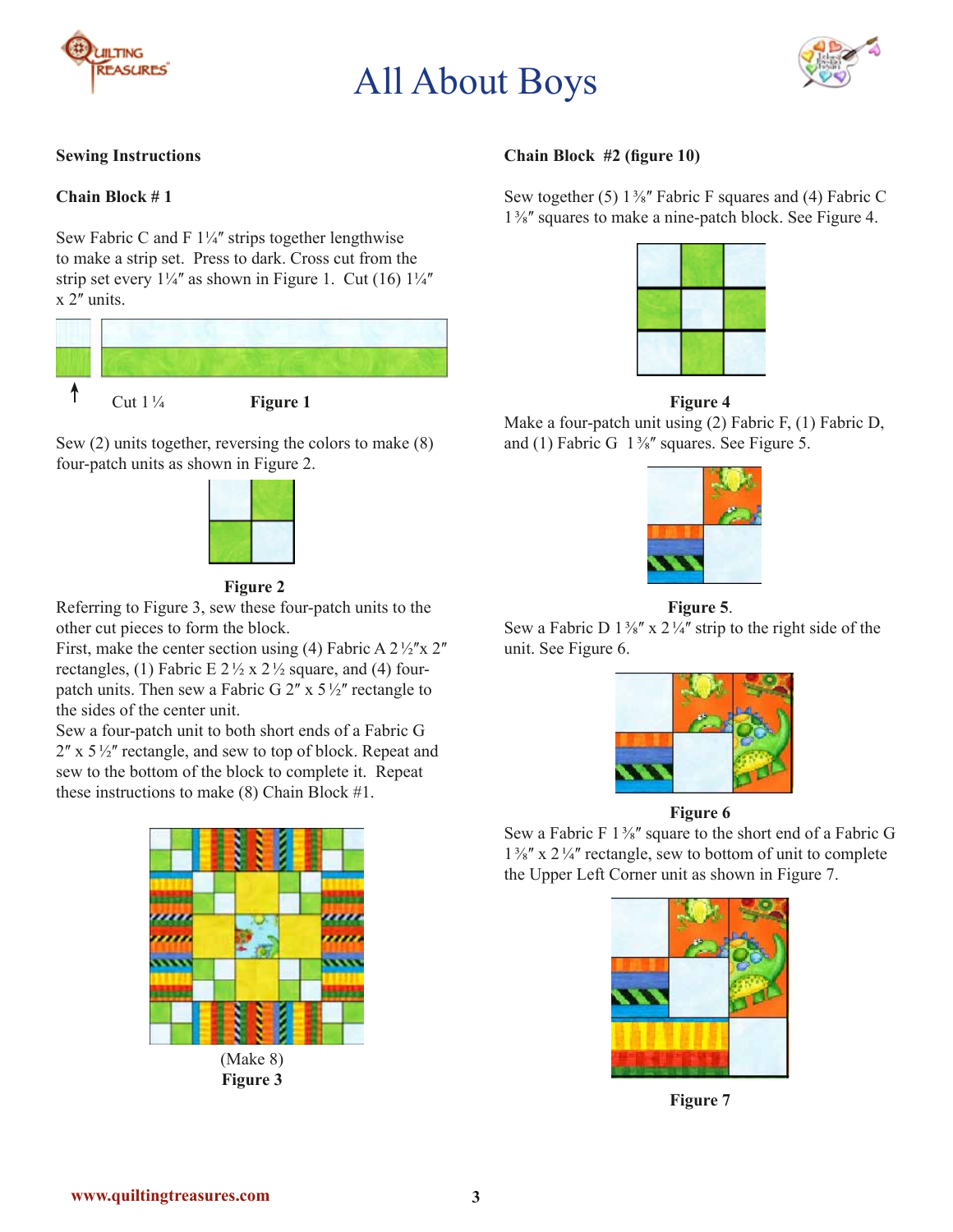# All About Boys

### Sewing Instructions

**Chain Block # 1**

Sew Fabric C and F 1¼″ strips together lengthwise to make a strip set. Press to dark. Cross cut from the strip set every 1¼″ as shown in Figure 1. Cut (16) 1¼″ x 2″ units.

Cut 1¼

**Figure 1**

Sew (2) units together, reversing the colors to make (8) four-patch units as shown in Figure 2.

**Figure 2**

Referring to Figure 3, sew these four-patch units to the other cut pieces to form the block.

First, make the center section using (4) Fabric A 2½″x 2″ rectangles, (1) Fabric E 2½ x 2½ square, and (4) four-patch units. Then sew a Fabric G 2″ x 5½″ rectangle to the sides of the center unit.

Sew a four-patch unit to both short ends of a Fabric G 2″ x 5½″ rectangle, and sew to top of block. Repeat and sew to the bottom of the block to complete it. Repeat these instructions to make (8) Chain Block #1.

(Make 8)

**Figure 3**

**Chain Block #2 (figure 10)**

Sew together (5) 1⅜″ Fabric F squares and (4) Fabric C 1⅜″ squares to make a nine-patch block. See Figure 4.

**Figure 4**

Make a four-patch unit using (2) Fabric F, (1) Fabric D, and (1) Fabric G 1⅜″ squares. See Figure 5.

**Figure 5**.

Sew a Fabric D 1⅜″ x 2¼″ strip to the right side of the unit. See Figure 6.

**Figure 6**

Sew a Fabric F 1⅜″ square to the short end of a Fabric G 1⅜″ x 2¼″ rectangle, sew to bottom of unit to complete the Upper Left Corner unit as shown in Figure 7.

**Figure 7**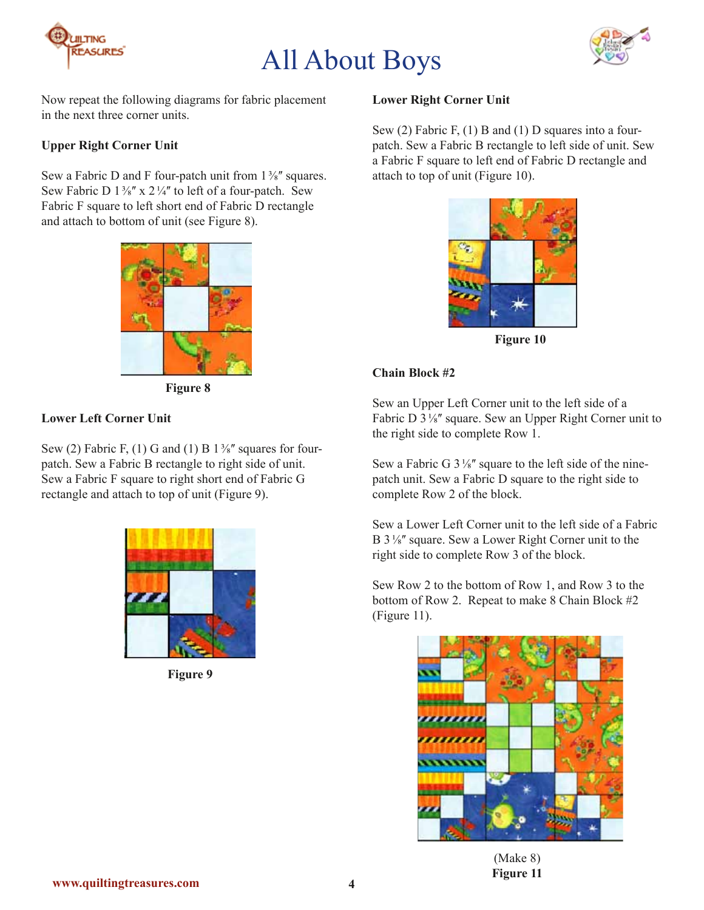# All About Boys

Now repeat the following diagrams for fabric placement in the next three corner units.

**Upper Right Corner Unit**

Sew a Fabric D and F four-patch unit from 1⅜″ squares. Sew Fabric D 1⅜″ x 2¼″ to left of a four-patch. Sew Fabric F square to left short end of Fabric D rectangle and attach to bottom of unit (see Figure 8).

**Figure 8**

**Lower Left Corner Unit**

Sew (2) Fabric F, (1) G and (1) B 1⅜″ squares for four-patch. Sew a Fabric B rectangle to right side of unit. Sew a Fabric F square to right short end of Fabric G rectangle and attach to top of unit (Figure 9).

**Figure 9**

**Lower Right Corner Unit**

Sew (2) Fabric F, (1) B and (1) D squares into a four-patch. Sew a Fabric B rectangle to left side of unit. Sew a Fabric F square to left end of Fabric D rectangle and attach to top of unit (Figure 10).

**Figure 10**

**Chain Block #2**

Sew an Upper Left Corner unit to the left side of a Fabric D 3⅛″ square. Sew an Upper Right Corner unit to the right side to complete Row 1.

Sew a Fabric G 3⅛″ square to the left side of the nine-patch unit. Sew a Fabric D square to the right side to complete Row 2 of the block.

Sew a Lower Left Corner unit to the left side of a Fabric B 3⅛″ square. Sew a Lower Right Corner unit to the right side to complete Row 3 of the block.

Sew Row 2 to the bottom of Row 1, and Row 3 to the bottom of Row 2. Repeat to make 8 Chain Block #2 (Figure 11).

(Make 8)
**Figure 11**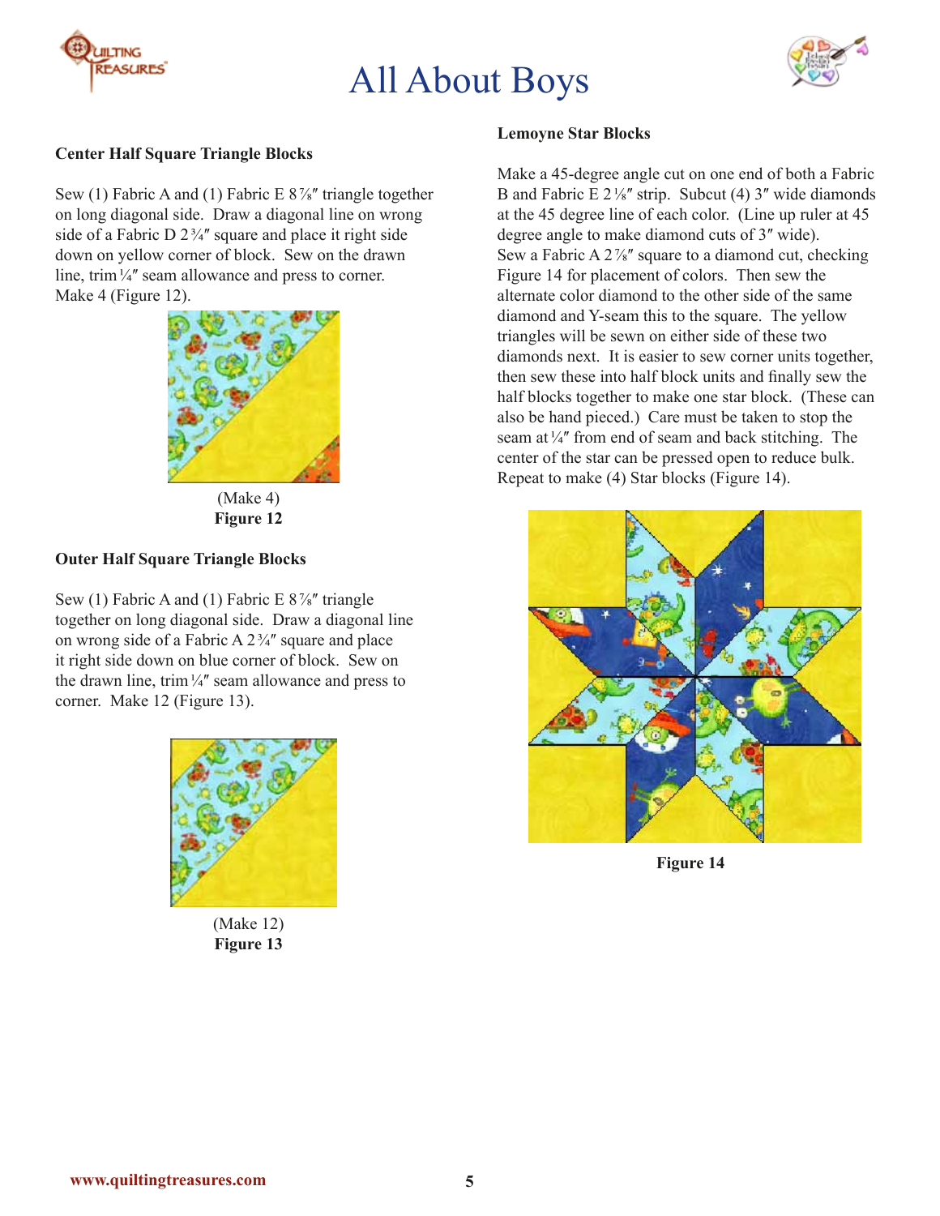# All About Boys

### Center Half Square Triangle Blocks

Sew (1) Fabric A and (1) Fabric E 8⅞″ triangle together on long diagonal side. Draw a diagonal line on wrong side of a Fabric D 2¾″ square and place it right side down on yellow corner of block. Sew on the drawn line, trim ¼″ seam allowance and press to corner. Make 4 (Figure 12).

(Make 4)
**Figure 12**

### Outer Half Square Triangle Blocks

Sew (1) Fabric A and (1) Fabric E 8⅞″ triangle together on long diagonal side. Draw a diagonal line on wrong side of a Fabric A 2¾″ square and place it right side down on blue corner of block. Sew on the drawn line, trim ¼″ seam allowance and press to corner. Make 12 (Figure 13).

(Make 12)
**Figure 13**

### Lemoyne Star Blocks

Make a 45-degree angle cut on one end of both a Fabric B and Fabric E 2⅛″ strip. Subcut (4) 3″ wide diamonds at the 45 degree line of each color. (Line up ruler at 45 degree angle to make diamond cuts of 3″ wide). Sew a Fabric A 2⅞″ square to a diamond cut, checking Figure 14 for placement of colors. Then sew the alternate color diamond to the other side of the same diamond and Y-seam this to the square. The yellow triangles will be sewn on either side of these two diamonds next. It is easier to sew corner units together, then sew these into half block units and finally sew the half blocks together to make one star block. (These can also be hand pieced.) Care must be taken to stop the seam at ¼″ from end of seam and back stitching. The center of the star can be pressed open to reduce bulk. Repeat to make (4) Star blocks (Figure 14).

**Figure 14**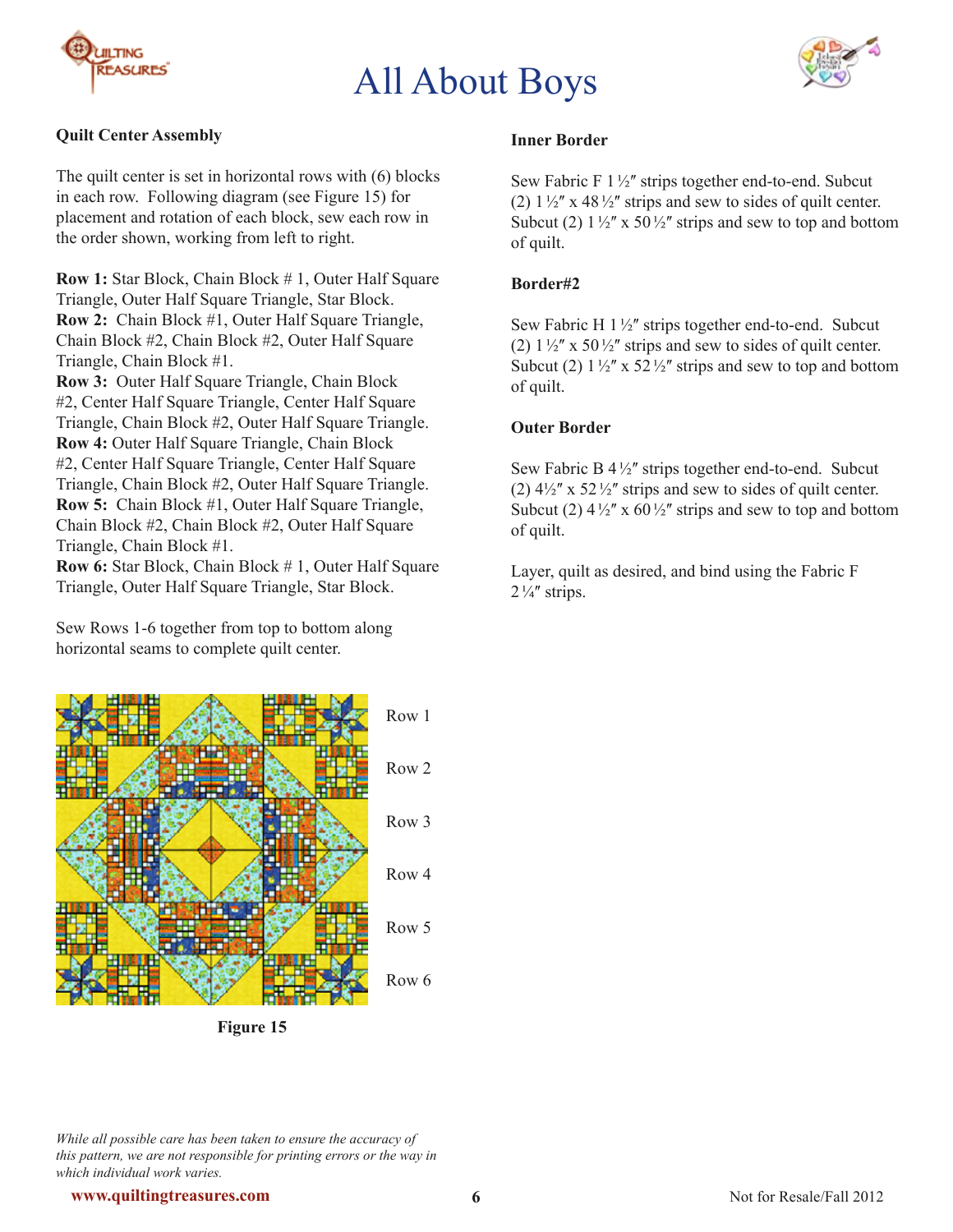# All About Boys

### Quilt Center Assembly

The quilt center is set in horizontal rows with (6) blocks in each row. Following diagram (see Figure 15) for placement and rotation of each block, sew each row in the order shown, working from left to right.

**Row 1:** Star Block, Chain Block # 1, Outer Half Square Triangle, Outer Half Square Triangle, Star Block.
**Row 2:** Chain Block #1, Outer Half Square Triangle, Chain Block #2, Chain Block #2, Outer Half Square Triangle, Chain Block #1.
**Row 3:** Outer Half Square Triangle, Chain Block #2, Center Half Square Triangle, Center Half Square Triangle, Chain Block #2, Outer Half Square Triangle.
**Row 4:** Outer Half Square Triangle, Chain Block #2, Center Half Square Triangle, Center Half Square Triangle, Chain Block #2, Outer Half Square Triangle.
**Row 5:** Chain Block #1, Outer Half Square Triangle, Chain Block #2, Chain Block #2, Outer Half Square Triangle, Chain Block #1.
**Row 6:** Star Block, Chain Block # 1, Outer Half Square Triangle, Outer Half Square Triangle, Star Block.

Sew Rows 1-6 together from top to bottom along horizontal seams to complete quilt center.

Row 1
Row 2
Row 3
Row 4
Row 5
Row 6

**Figure 15**

### Inner Border

Sew Fabric F 1 ½″ strips together end-to-end. Subcut (2) 1 ½″ x 48 ½″ strips and sew to sides of quilt center. Subcut (2) 1 ½″ x 50 ½″ strips and sew to top and bottom of quilt.

### Border#2

Sew Fabric H 1 ½″ strips together end-to-end. Subcut (2) 1 ½″ x 50 ½″ strips and sew to sides of quilt center. Subcut (2) 1 ½″ x 52 ½″ strips and sew to top and bottom of quilt.

### Outer Border

Sew Fabric B 4 ½″ strips together end-to-end. Subcut (2) 4½″ x 52 ½″ strips and sew to sides of quilt center. Subcut (2) 4 ½″ x 60 ½″ strips and sew to top and bottom of quilt.

Layer, quilt as desired, and bind using the Fabric F 2 ¼″ strips.

*While all possible care has been taken to ensure the accuracy of this pattern, we are not responsible for printing errors or the way in which individual work varies.*

**www.quiltingtreasures.com** Not for Resale/Fall 2012